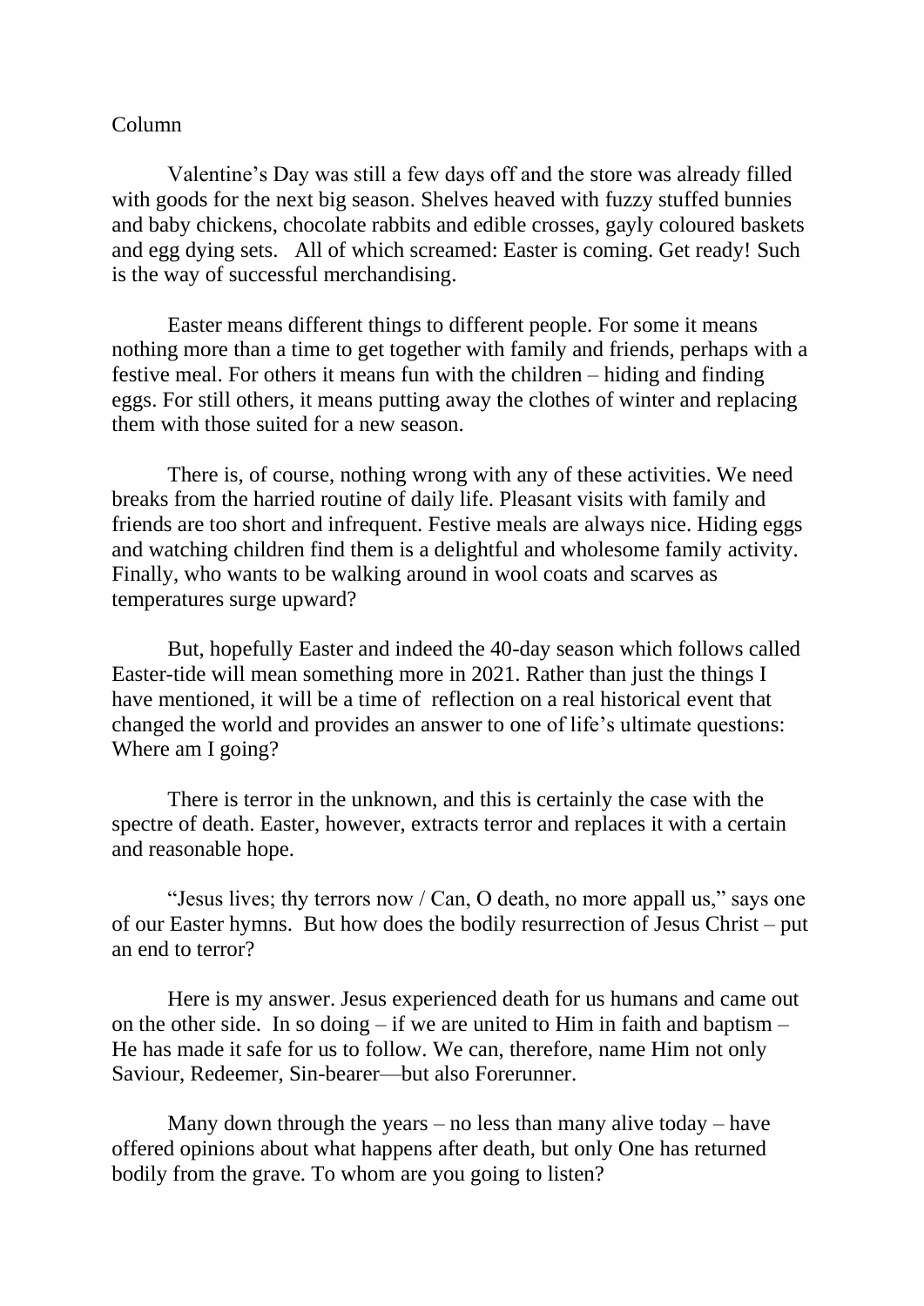Column

Valentine's Day was still a few days off and the store was already filled with goods for the next big season. Shelves heaved with fuzzy stuffed bunnies and baby chickens, chocolate rabbits and edible crosses, gayly coloured baskets and egg dying sets. All of which screamed: Easter is coming. Get ready! Such is the way of successful merchandising.

Easter means different things to different people. For some it means nothing more than a time to get together with family and friends, perhaps with a festive meal. For others it means fun with the children – hiding and finding eggs. For still others, it means putting away the clothes of winter and replacing them with those suited for a new season.

There is, of course, nothing wrong with any of these activities. We need breaks from the harried routine of daily life. Pleasant visits with family and friends are too short and infrequent. Festive meals are always nice. Hiding eggs and watching children find them is a delightful and wholesome family activity. Finally, who wants to be walking around in wool coats and scarves as temperatures surge upward?

But, hopefully Easter and indeed the 40-day season which follows called Easter-tide will mean something more in 2021. Rather than just the things I have mentioned, it will be a time of reflection on a real historical event that changed the world and provides an answer to one of life's ultimate questions: Where am I going?

There is terror in the unknown, and this is certainly the case with the spectre of death. Easter, however, extracts terror and replaces it with a certain and reasonable hope.

"Jesus lives; thy terrors now / Can, O death, no more appall us," says one of our Easter hymns. But how does the bodily resurrection of Jesus Christ – put an end to terror?

Here is my answer. Jesus experienced death for us humans and came out on the other side. In so doing – if we are united to Him in faith and baptism – He has made it safe for us to follow. We can, therefore, name Him not only Saviour, Redeemer, Sin-bearer—but also Forerunner.

Many down through the years – no less than many alive today – have offered opinions about what happens after death, but only One has returned bodily from the grave. To whom are you going to listen?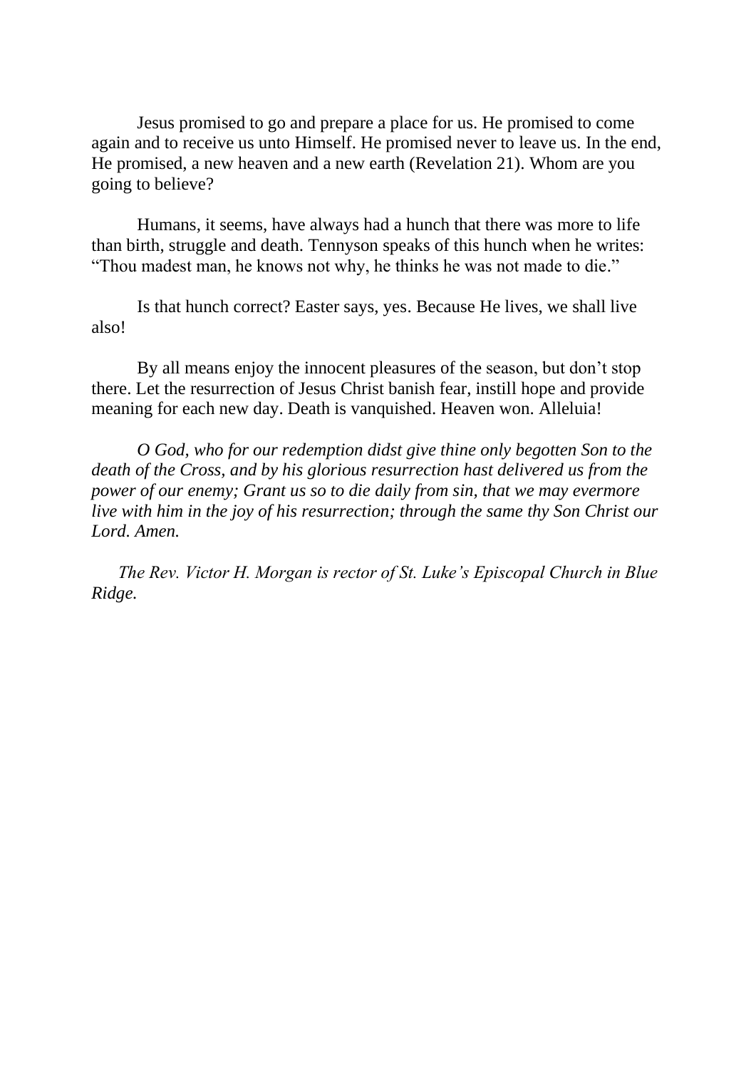Jesus promised to go and prepare a place for us. He promised to come again and to receive us unto Himself. He promised never to leave us. In the end, He promised, a new heaven and a new earth (Revelation 21). Whom are you going to believe?

Humans, it seems, have always had a hunch that there was more to life than birth, struggle and death. Tennyson speaks of this hunch when he writes: "Thou madest man, he knows not why, he thinks he was not made to die."

Is that hunch correct? Easter says, yes. Because He lives, we shall live also!

By all means enjoy the innocent pleasures of the season, but don't stop there. Let the resurrection of Jesus Christ banish fear, instill hope and provide meaning for each new day. Death is vanquished. Heaven won. Alleluia!

*O God, who for our redemption didst give thine only begotten Son to the death of the Cross, and by his glorious resurrection hast delivered us from the power of our enemy; Grant us so to die daily from sin, that we may evermore live with him in the joy of his resurrection; through the same thy Son Christ our Lord. Amen.*

*The Rev. Victor H. Morgan is rector of St. Luke's Episcopal Church in Blue Ridge.*